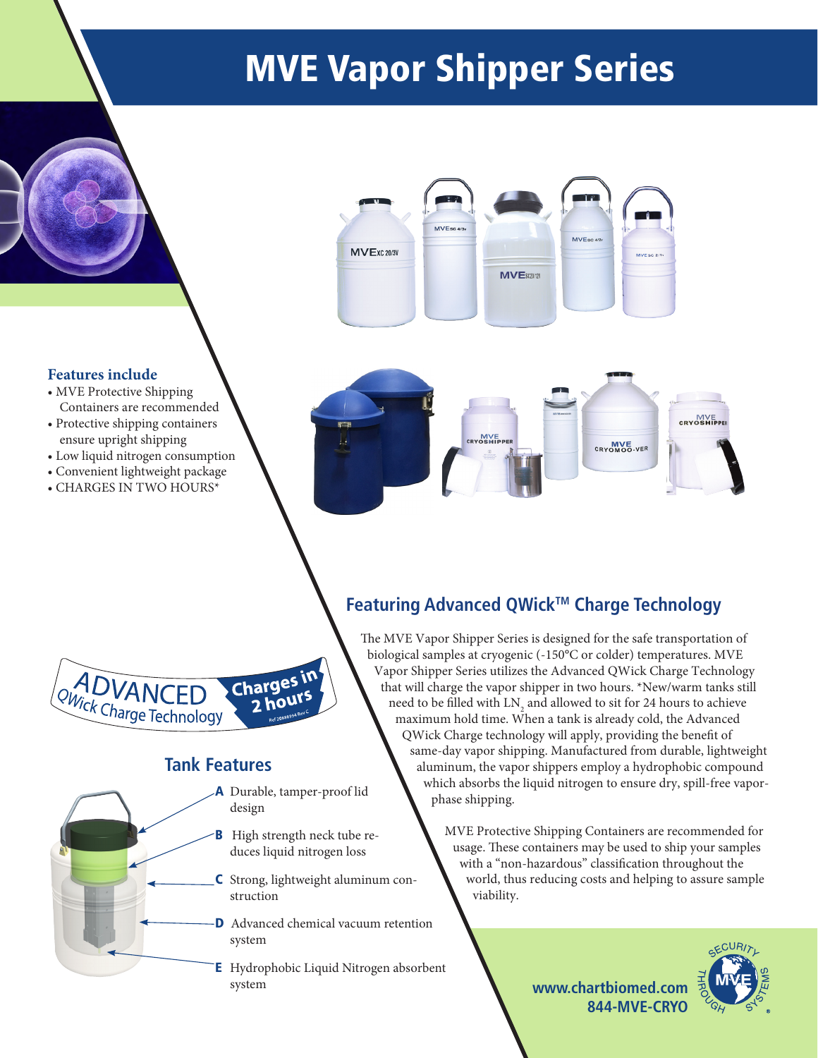# MVE Vapor Shipper Series

### Features include

- MVE Protective Shipping Containers are recommended
- Protective shipping containers ensure upright shipping
- Low liquid nitrogen consumption
- Convenient lightweight package
- CHARGES IN TWO HOURS*

ADVANCED QWick Charge Technology — Charges in 2 hours

## Featuring Advanced QWick™ Charge Technology

The MVE Vapor Shipper Series is designed for the safe transportation of biological samples at cryogenic (-150°C or colder) temperatures. MVE Vapor Shipper Series utilizes the Advanced QWick Charge Technology that will charge the vapor shipper in two hours. *New/warm tanks still need to be filled with $LN_2$ and allowed to sit for 24 hours to achieve maximum hold time. When a tank is already cold, the Advanced QWick Charge technology will apply, providing the benefit of same-day vapor shipping. Manufactured from durable, lightweight aluminum, the vapor shippers employ a hydrophobic compound which absorbs the liquid nitrogen to ensure dry, spill-free vapor-phase shipping.

MVE Protective Shipping Containers are recommended for usage. These containers may be used to ship your samples with a "non-hazardous" classification throughout the world, thus reducing costs and helping to assure sample viability.

## Tank Features

- **A** Durable, tamper-proof lid design
- **B** High strength neck tube reduces liquid nitrogen loss
- **C** Strong, lightweight aluminum construction
- **D** Advanced chemical vacuum retention system
- **E** Hydrophobic Liquid Nitrogen absorbent system

**www.chartbiomed.com**
**844-MVE-CRYO**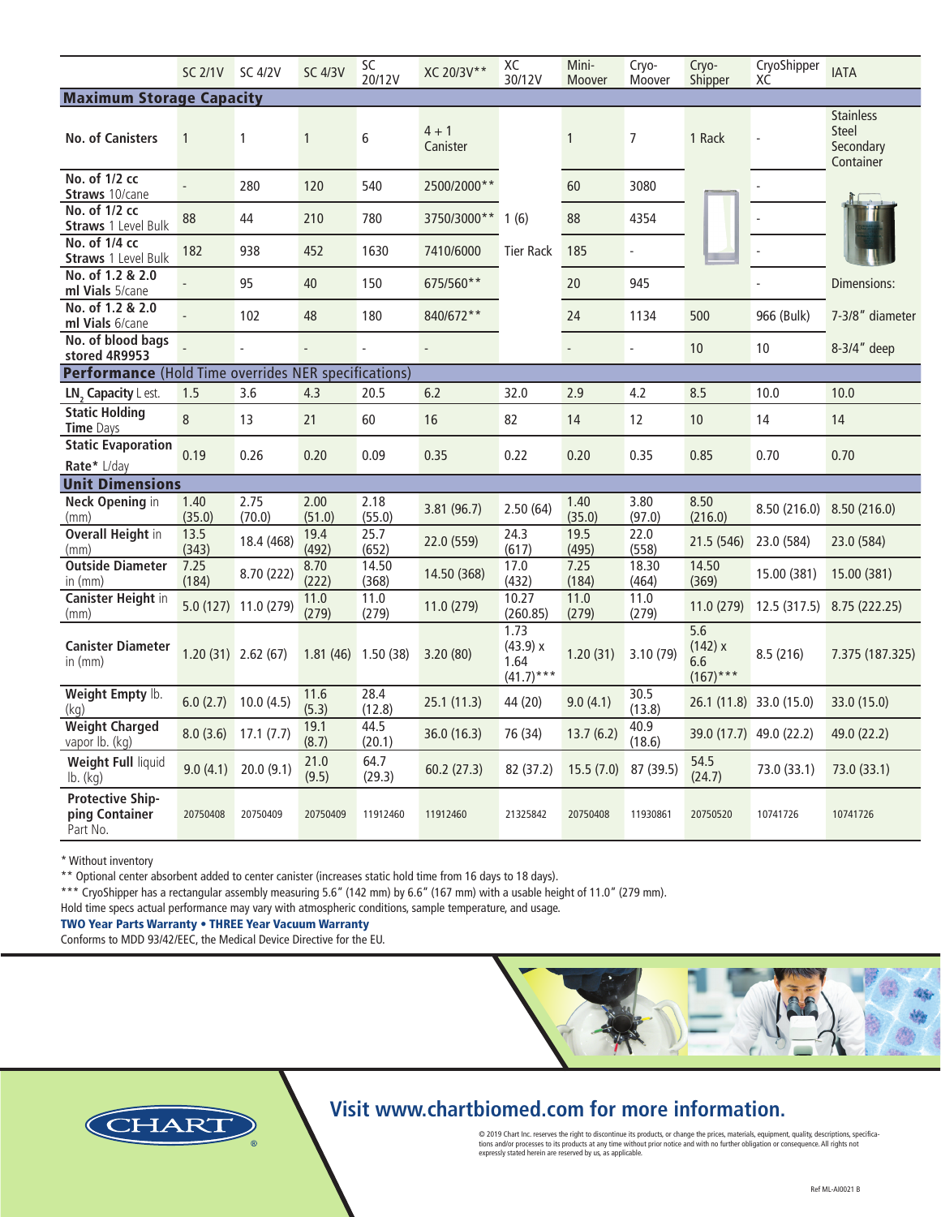| | SC 2/1V | SC 4/2V | SC 4/3V | SC 20/12V | XC 20/3V** | XC 30/12V | Mini-Moover | Cryo-Moover | Cryo-Shipper | CryoShipper XC | IATA |
|---|---|---|---|---|---|---|---|---|---|---|---|
| **Maximum Storage Capacity** | | | | | | | | | | | |
| **No. of Canisters** | 1 | 1 | 1 | 6 | 4 + 1 Canister | | 1 | 7 | 1 Rack | - | Stainless Steel Secondary Container |
| **No. of 1/2 cc Straws** 10/cane | - | 280 | 120 | 540 | 2500/2000** | | 60 | 3080 | | - | |
| **No. of 1/2 cc Straws** 1 Level Bulk | 88 | 44 | 210 | 780 | 3750/3000** | 1 (6) | 88 | 4354 | | - | |
| **No. of 1/4 cc Straws** 1 Level Bulk | 182 | 938 | 452 | 1630 | 7410/6000 | Tier Rack | 185 | - | | - | |
| **No. of 1.2 & 2.0 ml Vials** 5/cane | - | 95 | 40 | 150 | 675/560** | | 20 | 945 | | - | Dimensions: |
| **No. of 1.2 & 2.0 ml Vials** 6/cane | - | 102 | 48 | 180 | 840/672** | | 24 | 1134 | 500 | 966 (Bulk) | 7-3/8" diameter |
| **No. of blood bags stored 4R9953** | - | - | - | - | - | | - | - | 10 | 10 | 8-3/4" deep |
| **Performance** (Hold Time overrides NER specifications) | | | | | | | | | | | |
| **$LN_2$ Capacity** L est. | 1.5 | 3.6 | 4.3 | 20.5 | 6.2 | 32.0 | 2.9 | 4.2 | 8.5 | 10.0 | 10.0 |
| **Static Holding Time** Days | 8 | 13 | 21 | 60 | 16 | 82 | 14 | 12 | 10 | 14 | 14 |
| **Static Evaporation Rate*** L/day | 0.19 | 0.26 | 0.20 | 0.09 | 0.35 | 0.22 | 0.20 | 0.35 | 0.85 | 0.70 | 0.70 |
| **Unit Dimensions** | | | | | | | | | | | |
| **Neck Opening** in (mm) | 1.40 (35.0) | 2.75 (70.0) | 2.00 (51.0) | 2.18 (55.0) | 3.81 (96.7) | 2.50 (64) | 1.40 (35.0) | 3.80 (97.0) | 8.50 (216.0) | 8.50 (216.0) | 8.50 (216.0) |
| **Overall Height** in (mm) | 13.5 (343) | 18.4 (468) | 19.4 (492) | 25.7 (652) | 22.0 (559) | 24.3 (617) | 19.5 (495) | 22.0 (558) | 21.5 (546) | 23.0 (584) | 23.0 (584) |
| **Outside Diameter** in (mm) | 7.25 (184) | 8.70 (222) | 8.70 (222) | 14.50 (368) | 14.50 (368) | 17.0 (432) | 7.25 (184) | 18.30 (464) | 14.50 (369) | 15.00 (381) | 15.00 (381) |
| **Canister Height** in (mm) | 5.0 (127) | 11.0 (279) | 11.0 (279) | 11.0 (279) | 11.0 (279) | 10.27 (260.85) | 11.0 (279) | 11.0 (279) | 11.0 (279) | 12.5 (317.5) | 8.75 (222.25) |
| **Canister Diameter** in (mm) | 1.20 (31) | 2.62 (67) | 1.81 (46) | 1.50 (38) | 3.20 (80) | 1.73 (43.9) x 1.64 (41.7)*** | 1.20 (31) | 3.10 (79) | 5.6 (142) x 6.6 (167)*** | 8.5 (216) | 7.375 (187.325) |
| **Weight Empty** lb. (kg) | 6.0 (2.7) | 10.0 (4.5) | 11.6 (5.3) | 28.4 (12.8) | 25.1 (11.3) | 44 (20) | 9.0 (4.1) | 30.5 (13.8) | 26.1 (11.8) | 33.0 (15.0) | 33.0 (15.0) |
| **Weight Charged** vapor lb. (kg) | 8.0 (3.6) | 17.1 (7.7) | 19.1 (8.7) | 44.5 (20.1) | 36.0 (16.3) | 76 (34) | 13.7 (6.2) | 40.9 (18.6) | 39.0 (17.7) | 49.0 (22.2) | 49.0 (22.2) |
| **Weight Full** liquid lb. (kg) | 9.0 (4.1) | 20.0 (9.1) | 21.0 (9.5) | 64.7 (29.3) | 60.2 (27.3) | 82 (37.2) | 15.5 (7.0) | 87 (39.5) | 54.5 (24.7) | 73.0 (33.1) | 73.0 (33.1) |
| **Protective Shipping Container** Part No. | 20750408 | 20750409 | 20750409 | 11912460 | 11912460 | 21325842 | 20750408 | 11930861 | 20750520 | 10741726 | 10741726 |

\* Without inventory

** Optional center absorbent added to center canister (increases static hold time from 16 days to 18 days).

*** CryoShipper has a rectangular assembly measuring 5.6" (142 mm) by 6.6" (167 mm) with a usable height of 11.0" (279 mm).

Hold time specs actual performance may vary with atmospheric conditions, sample temperature, and usage.

**TWO Year Parts Warranty • THREE Year Vacuum Warranty**

Conforms to MDD 93/42/EEC, the Medical Device Directive for the EU.

CHART®

## Visit www.chartbiomed.com for more information.

© 2019 Chart Inc. reserves the right to discontinue its products, or change the prices, materials, equipment, quality, descriptions, specifications and/or processes to its products at any time without prior notice and with no further obligation or consequence. All rights not expressly stated herein are reserved by us, as applicable.

Ref ML-AI0021 B